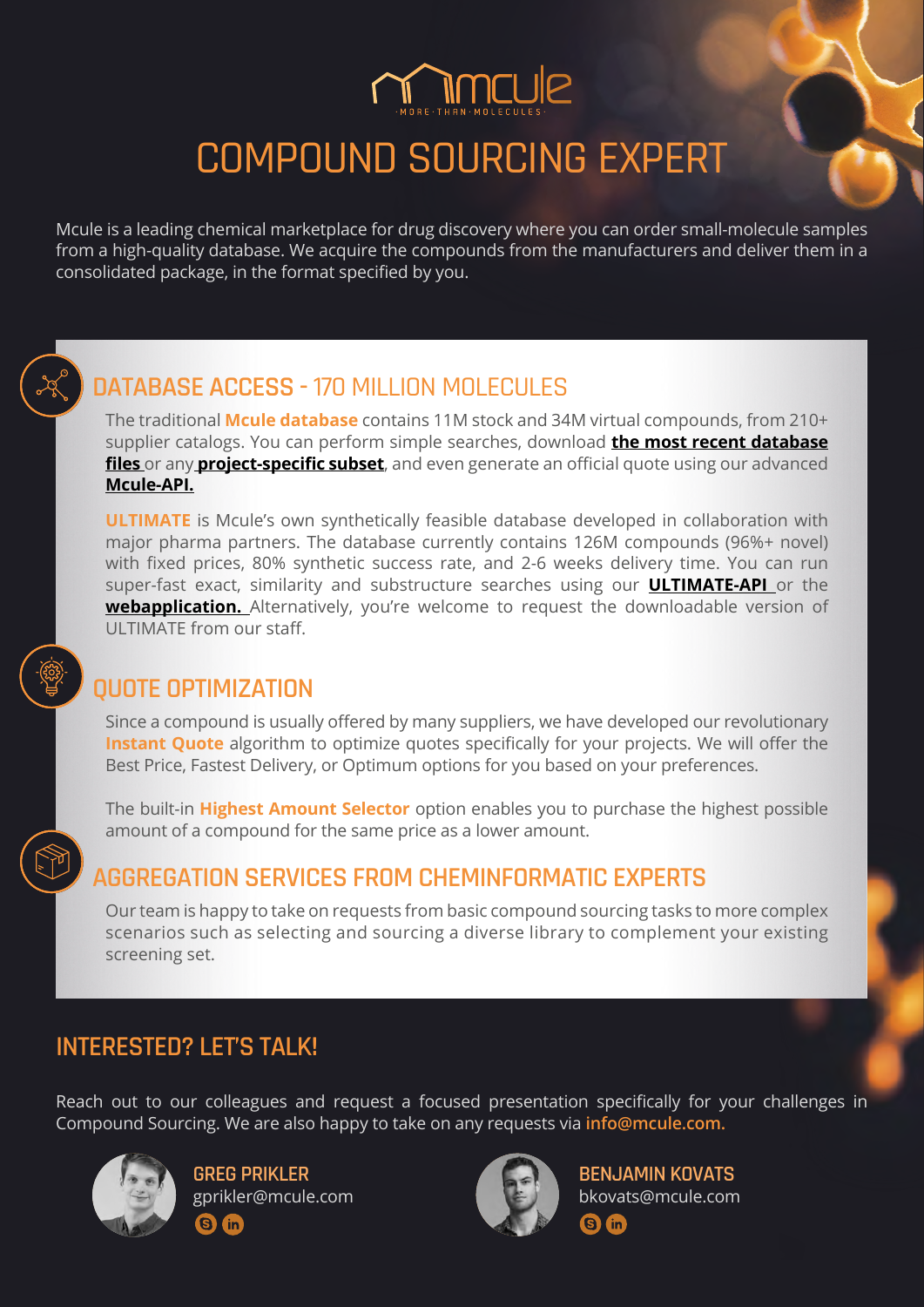mcule
MORE·THAN·MOLECULES

# COMPOUND SOURCING EXPERT

Mcule is a leading chemical marketplace for drug discovery where you can order small-molecule samples from a high-quality database. We acquire the compounds from the manufacturers and deliver them in a consolidated package, in the format specified by you.

## DATABASE ACCESS - 170 MILLION MOLECULES

The traditional **Mcule database** contains 11M stock and 34M virtual compounds, from 210+ supplier catalogs. You can perform simple searches, download **the most recent database files** or any **project-specific subset**, and even generate an official quote using our advanced **Mcule-API.**

**ULTIMATE** is Mcule's own synthetically feasible database developed in collaboration with major pharma partners. The database currently contains 126M compounds (96%+ novel) with fixed prices, 80% synthetic success rate, and 2-6 weeks delivery time. You can run super-fast exact, similarity and substructure searches using our **ULTIMATE-API** or the **webapplication.** Alternatively, you're welcome to request the downloadable version of ULTIMATE from our staff.

## QUOTE OPTIMIZATION

Since a compound is usually offered by many suppliers, we have developed our revolutionary **Instant Quote** algorithm to optimize quotes specifically for your projects. We will offer the Best Price, Fastest Delivery, or Optimum options for you based on your preferences.

The built-in **Highest Amount Selector** option enables you to purchase the highest possible amount of a compound for the same price as a lower amount.

## AGGREGATION SERVICES FROM CHEMINFORMATIC EXPERTS

Our team is happy to take on requests from basic compound sourcing tasks to more complex scenarios such as selecting and sourcing a diverse library to complement your existing screening set.

## INTERESTED? LET'S TALK!

Reach out to our colleagues and request a focused presentation specifically for your challenges in Compound Sourcing. We are also happy to take on any requests via **info@mcule.com.**

**GREG PRIKLER**
gprikler@mcule.com

**BENJAMIN KOVATS**
bkovats@mcule.com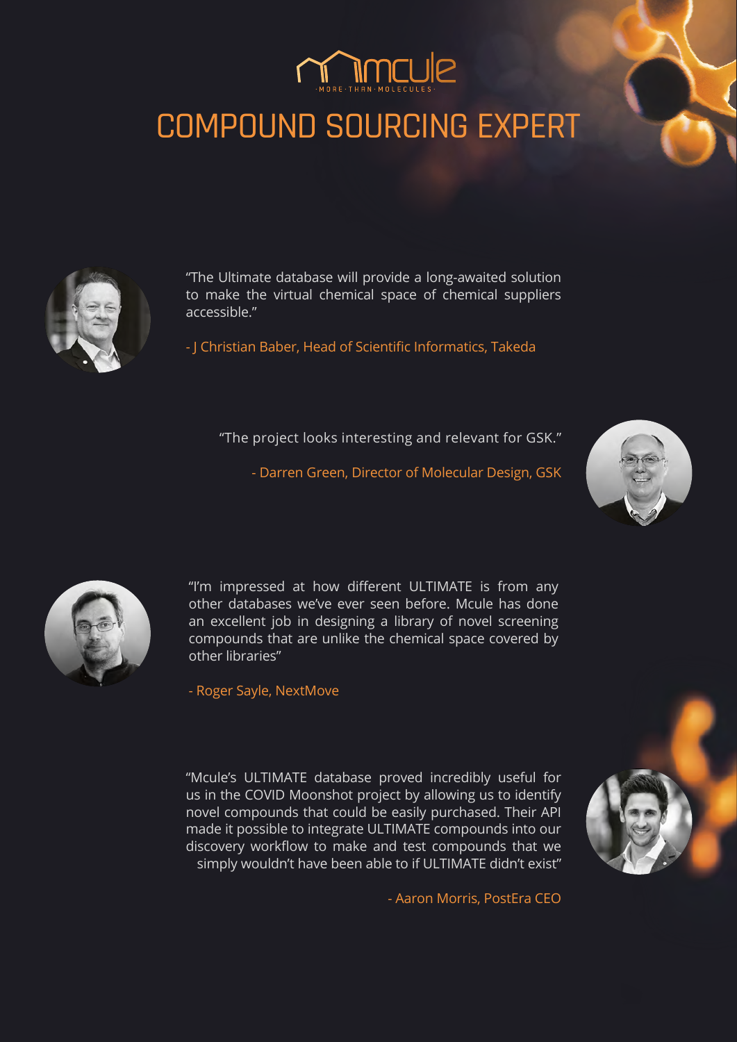mcule

MORE·THAN·MOLECULES

# COMPOUND SOURCING EXPERT

"The Ultimate database will provide a long-awaited solution to make the virtual chemical space of chemical suppliers accessible."

- J Christian Baber, Head of Scientific Informatics, Takeda

"The project looks interesting and relevant for GSK."

- Darren Green, Director of Molecular Design, GSK

"I'm impressed at how different ULTIMATE is from any other databases we've ever seen before. Mcule has done an excellent job in designing a library of novel screening compounds that are unlike the chemical space covered by other libraries"

- Roger Sayle, NextMove

"Mcule's ULTIMATE database proved incredibly useful for us in the COVID Moonshot project by allowing us to identify novel compounds that could be easily purchased. Their API made it possible to integrate ULTIMATE compounds into our discovery workflow to make and test compounds that we simply wouldn't have been able to if ULTIMATE didn't exist"

- Aaron Morris, PostEra CEO